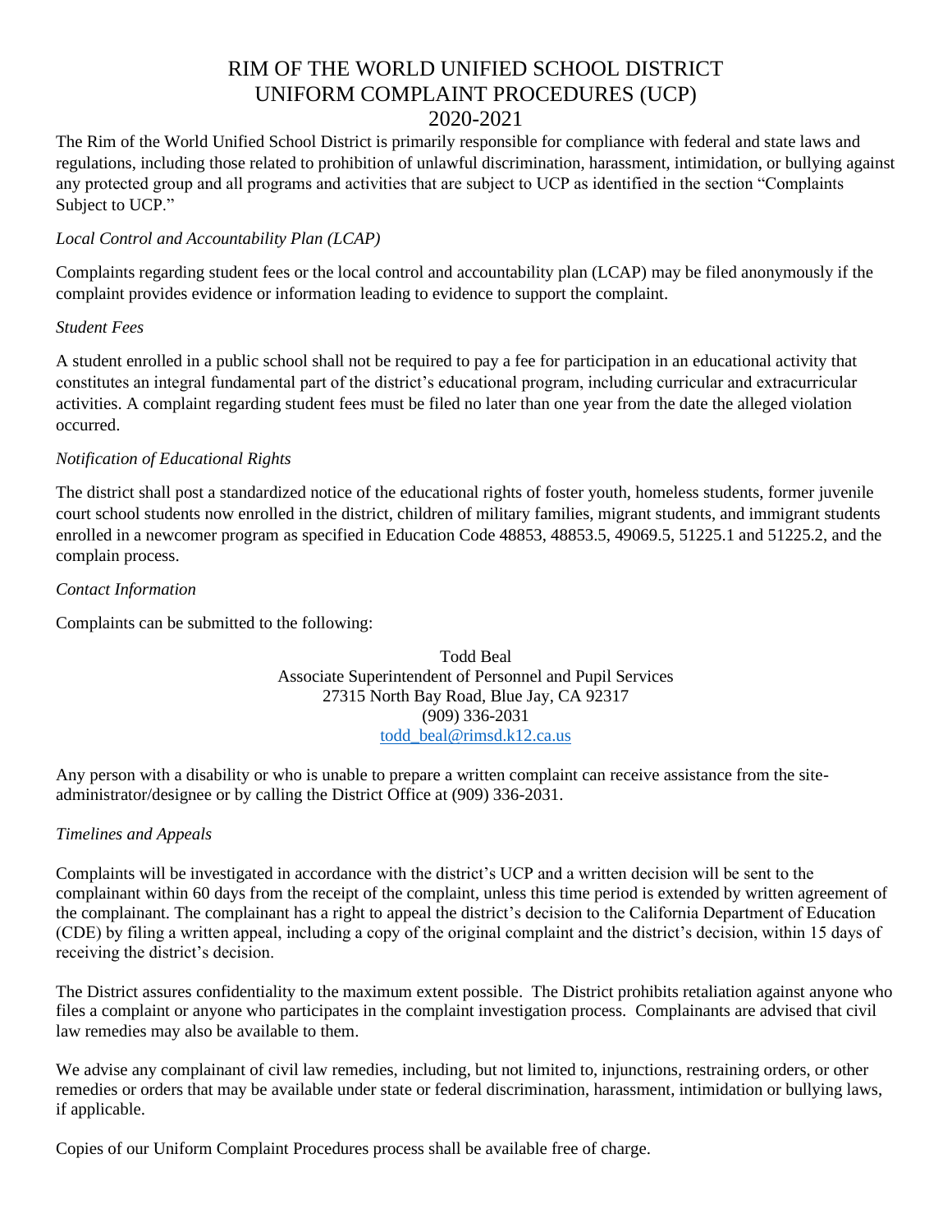# RIM OF THE WORLD UNIFIED SCHOOL DISTRICT
# UNIFORM COMPLAINT PROCEDURES (UCP)
# 2020-2021

The Rim of the World Unified School District is primarily responsible for compliance with federal and state laws and regulations, including those related to prohibition of unlawful discrimination, harassment, intimidation, or bullying against any protected group and all programs and activities that are subject to UCP as identified in the section "Complaints Subject to UCP."

*Local Control and Accountability Plan (LCAP)*

Complaints regarding student fees or the local control and accountability plan (LCAP) may be filed anonymously if the complaint provides evidence or information leading to evidence to support the complaint.

*Student Fees*

A student enrolled in a public school shall not be required to pay a fee for participation in an educational activity that constitutes an integral fundamental part of the district's educational program, including curricular and extracurricular activities. A complaint regarding student fees must be filed no later than one year from the date the alleged violation occurred.

*Notification of Educational Rights*

The district shall post a standardized notice of the educational rights of foster youth, homeless students, former juvenile court school students now enrolled in the district, children of military families, migrant students, and immigrant students enrolled in a newcomer program as specified in Education Code 48853, 48853.5, 49069.5, 51225.1 and 51225.2, and the complain process.

*Contact Information*

Complaints can be submitted to the following:

Todd Beal
Associate Superintendent of Personnel and Pupil Services
27315 North Bay Road, Blue Jay, CA 92317
(909) 336-2031
todd_beal@rimsd.k12.ca.us

Any person with a disability or who is unable to prepare a written complaint can receive assistance from the site-administrator/designee or by calling the District Office at (909) 336-2031.

*Timelines and Appeals*

Complaints will be investigated in accordance with the district's UCP and a written decision will be sent to the complainant within 60 days from the receipt of the complaint, unless this time period is extended by written agreement of the complainant. The complainant has a right to appeal the district's decision to the California Department of Education (CDE) by filing a written appeal, including a copy of the original complaint and the district's decision, within 15 days of receiving the district's decision.

The District assures confidentiality to the maximum extent possible. The District prohibits retaliation against anyone who files a complaint or anyone who participates in the complaint investigation process. Complainants are advised that civil law remedies may also be available to them.

We advise any complainant of civil law remedies, including, but not limited to, injunctions, restraining orders, or other remedies or orders that may be available under state or federal discrimination, harassment, intimidation or bullying laws, if applicable.

Copies of our Uniform Complaint Procedures process shall be available free of charge.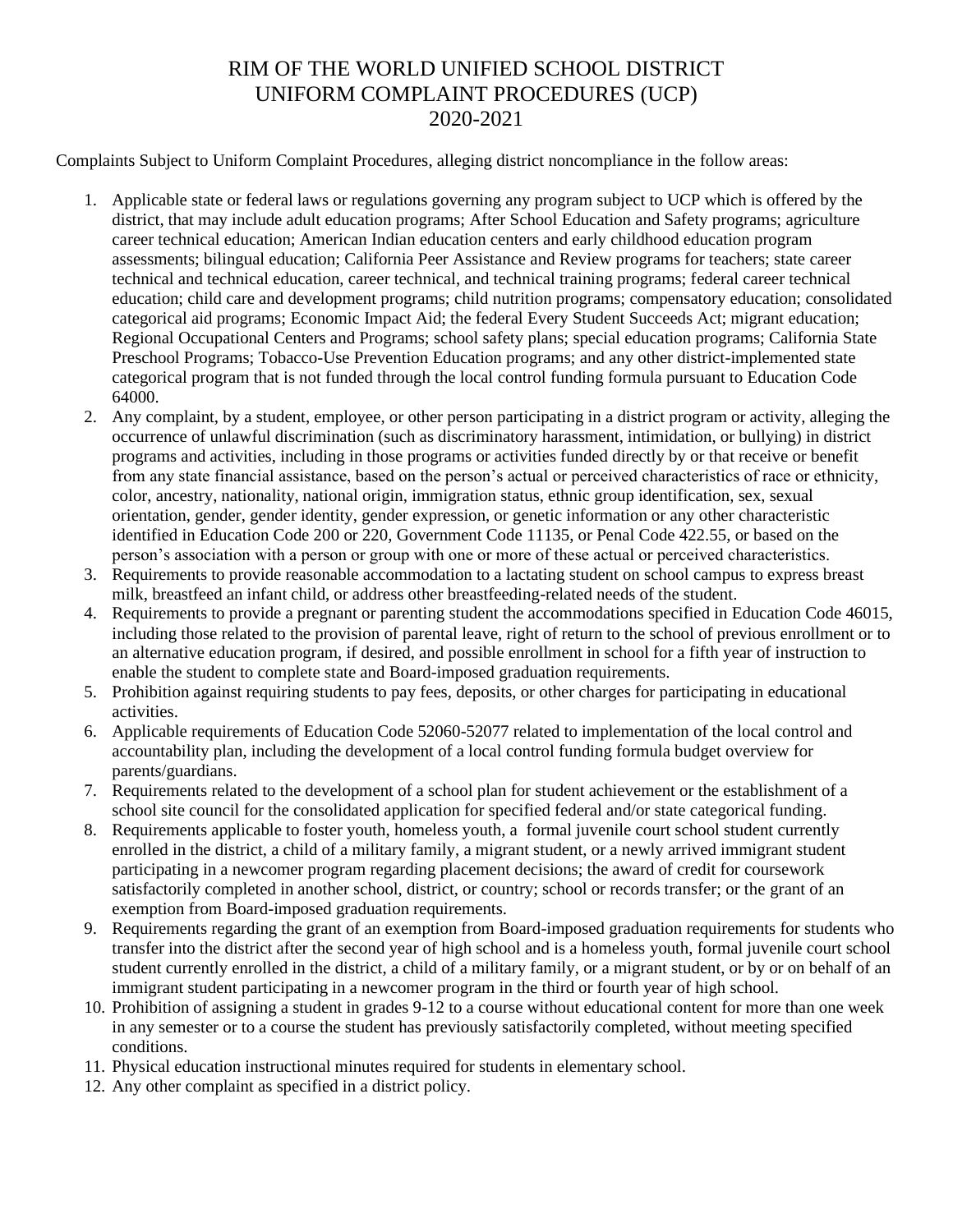# RIM OF THE WORLD UNIFIED SCHOOL DISTRICT
# UNIFORM COMPLAINT PROCEDURES (UCP)
# 2020-2021

Complaints Subject to Uniform Complaint Procedures, alleging district noncompliance in the follow areas:

1. Applicable state or federal laws or regulations governing any program subject to UCP which is offered by the district, that may include adult education programs; After School Education and Safety programs; agriculture career technical education; American Indian education centers and early childhood education program assessments; bilingual education; California Peer Assistance and Review programs for teachers; state career technical and technical education, career technical, and technical training programs; federal career technical education; child care and development programs; child nutrition programs; compensatory education; consolidated categorical aid programs; Economic Impact Aid; the federal Every Student Succeeds Act; migrant education; Regional Occupational Centers and Programs; school safety plans; special education programs; California State Preschool Programs; Tobacco-Use Prevention Education programs; and any other district-implemented state categorical program that is not funded through the local control funding formula pursuant to Education Code 64000.
2. Any complaint, by a student, employee, or other person participating in a district program or activity, alleging the occurrence of unlawful discrimination (such as discriminatory harassment, intimidation, or bullying) in district programs and activities, including in those programs or activities funded directly by or that receive or benefit from any state financial assistance, based on the person's actual or perceived characteristics of race or ethnicity, color, ancestry, nationality, national origin, immigration status, ethnic group identification, sex, sexual orientation, gender, gender identity, gender expression, or genetic information or any other characteristic identified in Education Code 200 or 220, Government Code 11135, or Penal Code 422.55, or based on the person's association with a person or group with one or more of these actual or perceived characteristics.
3. Requirements to provide reasonable accommodation to a lactating student on school campus to express breast milk, breastfeed an infant child, or address other breastfeeding-related needs of the student.
4. Requirements to provide a pregnant or parenting student the accommodations specified in Education Code 46015, including those related to the provision of parental leave, right of return to the school of previous enrollment or to an alternative education program, if desired, and possible enrollment in school for a fifth year of instruction to enable the student to complete state and Board-imposed graduation requirements.
5. Prohibition against requiring students to pay fees, deposits, or other charges for participating in educational activities.
6. Applicable requirements of Education Code 52060-52077 related to implementation of the local control and accountability plan, including the development of a local control funding formula budget overview for parents/guardians.
7. Requirements related to the development of a school plan for student achievement or the establishment of a school site council for the consolidated application for specified federal and/or state categorical funding.
8. Requirements applicable to foster youth, homeless youth, a formal juvenile court school student currently enrolled in the district, a child of a military family, a migrant student, or a newly arrived immigrant student participating in a newcomer program regarding placement decisions; the award of credit for coursework satisfactorily completed in another school, district, or country; school or records transfer; or the grant of an exemption from Board-imposed graduation requirements.
9. Requirements regarding the grant of an exemption from Board-imposed graduation requirements for students who transfer into the district after the second year of high school and is a homeless youth, formal juvenile court school student currently enrolled in the district, a child of a military family, or a migrant student, or by or on behalf of an immigrant student participating in a newcomer program in the third or fourth year of high school.
10. Prohibition of assigning a student in grades 9-12 to a course without educational content for more than one week in any semester or to a course the student has previously satisfactorily completed, without meeting specified conditions.
11. Physical education instructional minutes required for students in elementary school.
12. Any other complaint as specified in a district policy.